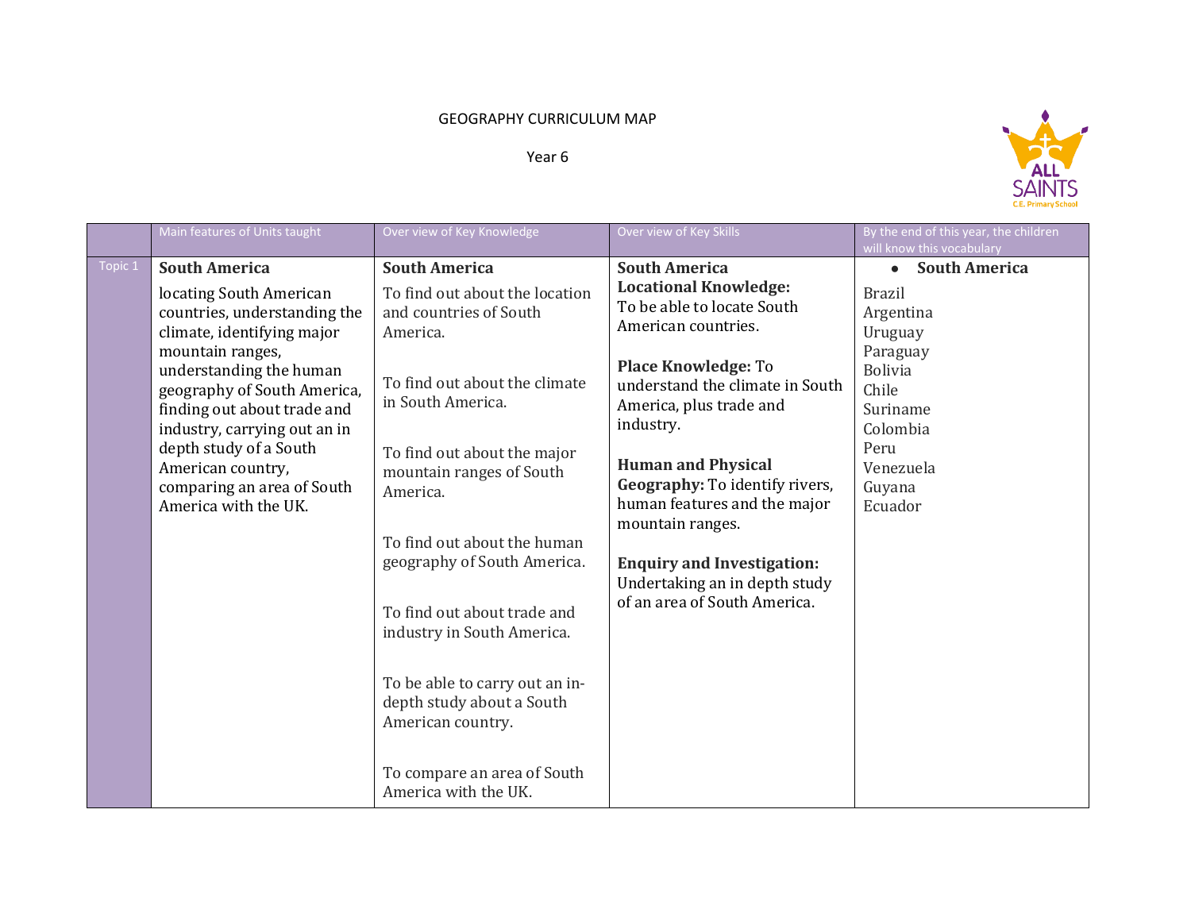GEOGRAPHY CURRICULUM MAP

Year 6

| | Main features of Units taught | Over view of Key Knowledge | Over view of Key Skills | By the end of this year, the children will know this vocabulary |
|---|---|---|---|---|
| Topic 1 | **South America**<br><br>locating South American countries, understanding the climate, identifying major mountain ranges, understanding the human geography of South America, finding out about trade and industry, carrying out an in depth study of a South American country, comparing an area of South America with the UK. | **South America**<br><br>To find out about the location and countries of South America.<br><br>To find out about the climate in South America.<br><br>To find out about the major mountain ranges of South America.<br><br>To find out about the human geography of South America.<br><br>To find out about trade and industry in South America.<br><br>To be able to carry out an in-depth study about a South American country.<br><br>To compare an area of South America with the UK. | **South America**<br>**Locational Knowledge:** To be able to locate South American countries.<br><br>**Place Knowledge:** To understand the climate in South America, plus trade and industry.<br><br>**Human and Physical Geography:** To identify rivers, human features and the major mountain ranges.<br><br>**Enquiry and Investigation:** Undertaking an in depth study of an area of South America. | • **South America**<br><br>Brazil<br>Argentina<br>Uruguay<br>Paraguay<br>Bolivia<br>Chile<br>Suriname<br>Colombia<br>Peru<br>Venezuela<br>Guyana<br>Ecuador |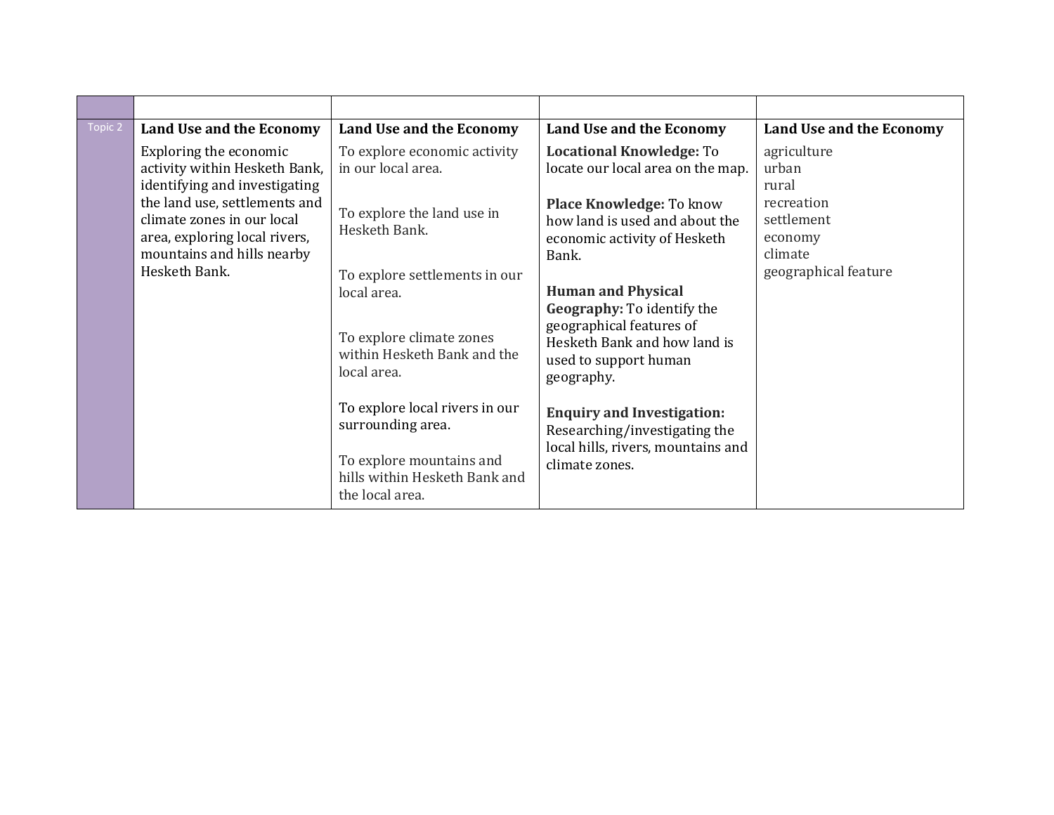| | | | | |
|---|---|---|---|---|
| | | | | |
| Topic 2 | **Land Use and the Economy**<br><br>Exploring the economic activity within Hesketh Bank, identifying and investigating the land use, settlements and climate zones in our local area, exploring local rivers, mountains and hills nearby Hesketh Bank. | **Land Use and the Economy**<br><br>To explore economic activity in our local area.<br><br>To explore the land use in Hesketh Bank.<br><br>To explore settlements in our local area.<br><br>To explore climate zones within Hesketh Bank and the local area.<br><br>To explore local rivers in our surrounding area.<br><br>To explore mountains and hills within Hesketh Bank and the local area. | **Land Use and the Economy**<br><br>**Locational Knowledge:** To locate our local area on the map.<br><br>**Place Knowledge:** To know how land is used and about the economic activity of Hesketh Bank.<br><br>**Human and Physical Geography:** To identify the geographical features of Hesketh Bank and how land is used to support human geography.<br><br>**Enquiry and Investigation:** Researching/investigating the local hills, rivers, mountains and climate zones. | **Land Use and the Economy**<br><br>agriculture<br>urban<br>rural<br>recreation<br>settlement<br>economy<br>climate<br>geographical feature |